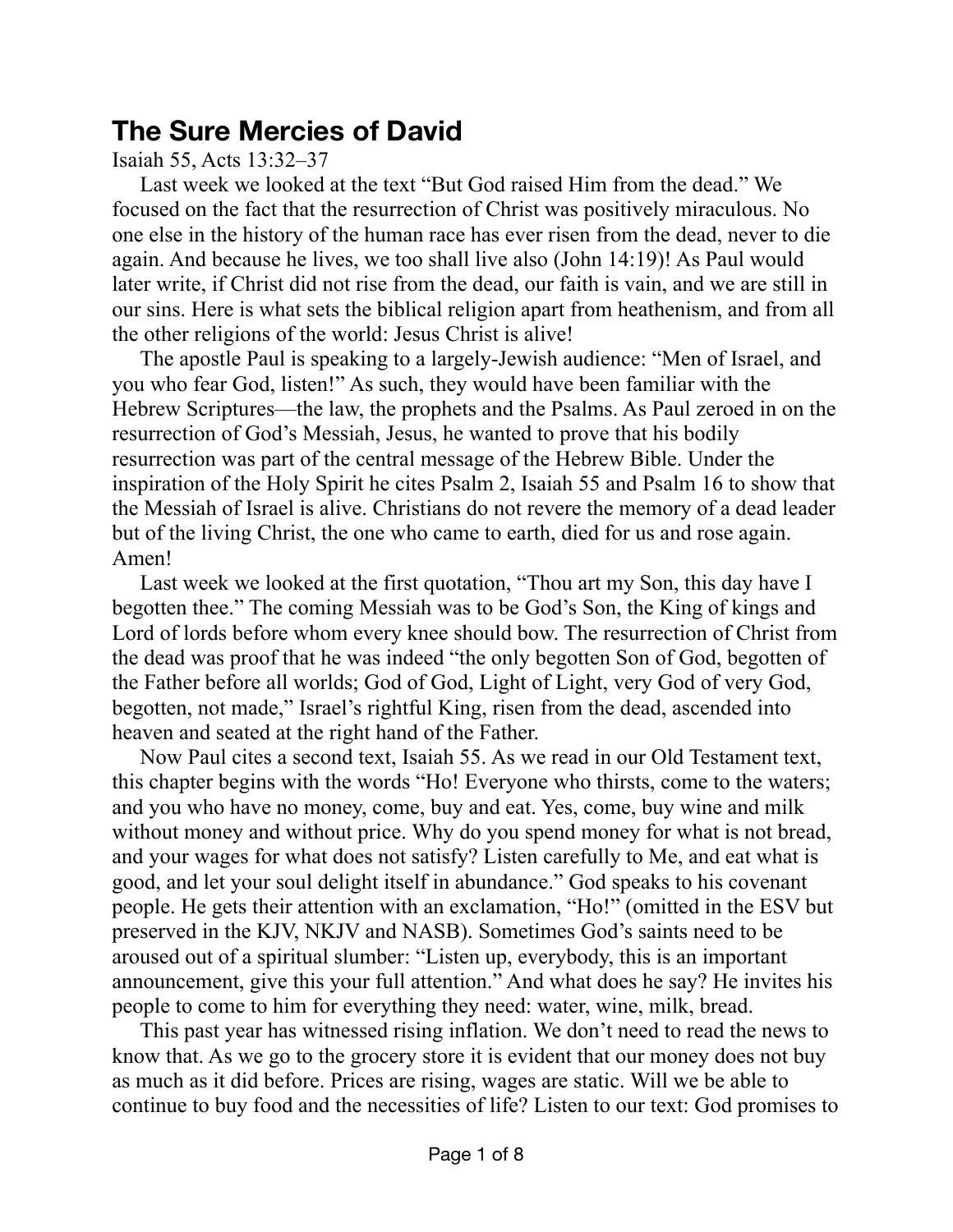# The Sure Mercies of David

Isaiah 55, Acts 13:32–37

Last week we looked at the text “But God raised Him from the dead.” We focused on the fact that the resurrection of Christ was positively miraculous. No one else in the history of the human race has ever risen from the dead, never to die again. And because he lives, we too shall live also (John 14:19)! As Paul would later write, if Christ did not rise from the dead, our faith is vain, and we are still in our sins. Here is what sets the biblical religion apart from heathenism, and from all the other religions of the world: Jesus Christ is alive!

The apostle Paul is speaking to a largely-Jewish audience: “Men of Israel, and you who fear God, listen!” As such, they would have been familiar with the Hebrew Scriptures—the law, the prophets and the Psalms. As Paul zeroed in on the resurrection of God’s Messiah, Jesus, he wanted to prove that his bodily resurrection was part of the central message of the Hebrew Bible. Under the inspiration of the Holy Spirit he cites Psalm 2, Isaiah 55 and Psalm 16 to show that the Messiah of Israel is alive. Christians do not revere the memory of a dead leader but of the living Christ, the one who came to earth, died for us and rose again. Amen!

Last week we looked at the first quotation, “Thou art my Son, this day have I begotten thee.” The coming Messiah was to be God’s Son, the King of kings and Lord of lords before whom every knee should bow. The resurrection of Christ from the dead was proof that he was indeed “the only begotten Son of God, begotten of the Father before all worlds; God of God, Light of Light, very God of very God, begotten, not made,” Israel’s rightful King, risen from the dead, ascended into heaven and seated at the right hand of the Father.

Now Paul cites a second text, Isaiah 55. As we read in our Old Testament text, this chapter begins with the words “Ho! Everyone who thirsts, come to the waters; and you who have no money, come, buy and eat. Yes, come, buy wine and milk without money and without price. Why do you spend money for what is not bread, and your wages for what does not satisfy? Listen carefully to Me, and eat what is good, and let your soul delight itself in abundance.” God speaks to his covenant people. He gets their attention with an exclamation, “Ho!” (omitted in the ESV but preserved in the KJV, NKJV and NASB). Sometimes God’s saints need to be aroused out of a spiritual slumber: “Listen up, everybody, this is an important announcement, give this your full attention.” And what does he say? He invites his people to come to him for everything they need: water, wine, milk, bread.

This past year has witnessed rising inflation. We don’t need to read the news to know that. As we go to the grocery store it is evident that our money does not buy as much as it did before. Prices are rising, wages are static. Will we be able to continue to buy food and the necessities of life? Listen to our text: God promises to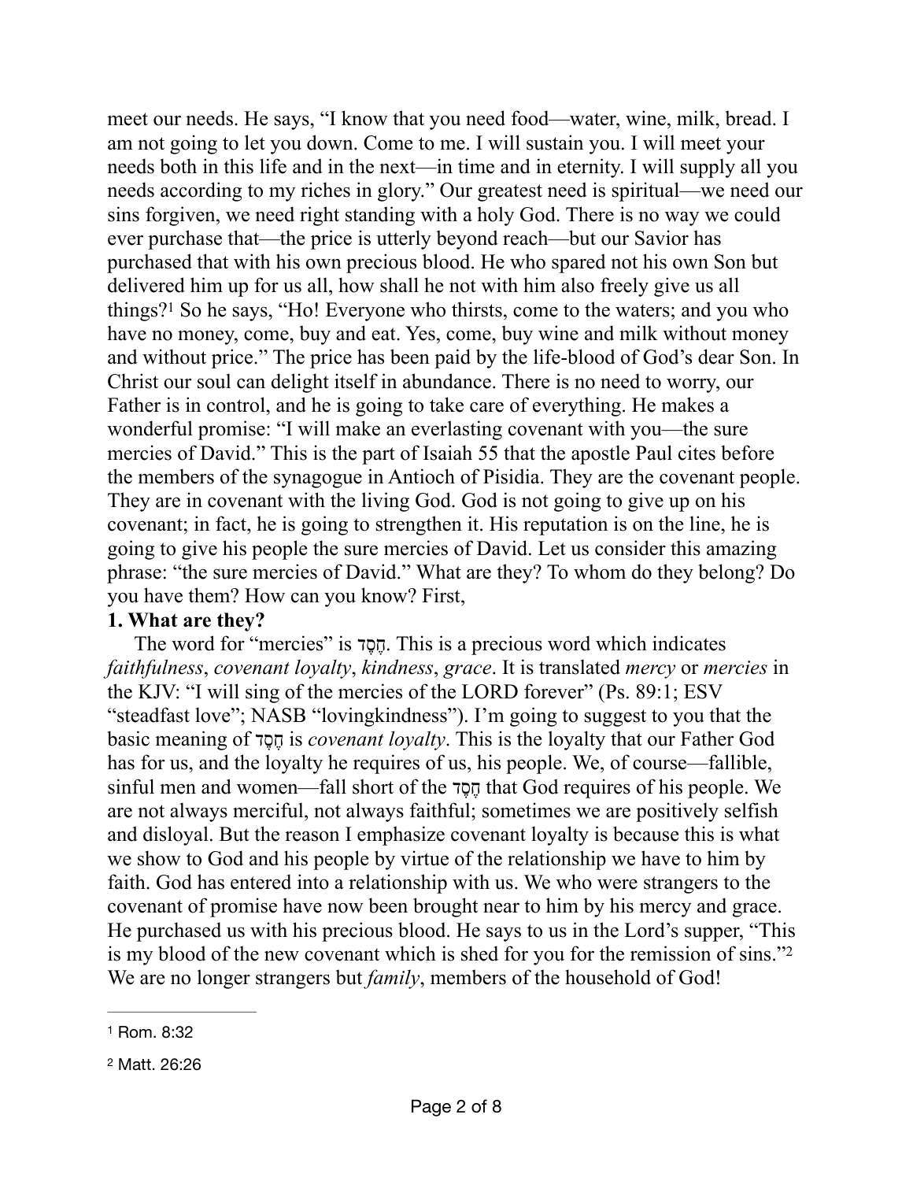meet our needs. He says, "I know that you need food—water, wine, milk, bread. I am not going to let you down. Come to me. I will sustain you. I will meet your needs both in this life and in the next—in time and in eternity. I will supply all you needs according to my riches in glory." Our greatest need is spiritual—we need our sins forgiven, we need right standing with a holy God. There is no way we could ever purchase that—the price is utterly beyond reach—but our Savior has purchased that with his own precious blood. He who spared not his own Son but delivered him up for us all, how shall he not with him also freely give us all things?[1] So he says, "Ho! Everyone who thirsts, come to the waters; and you who have no money, come, buy and eat. Yes, come, buy wine and milk without money and without price." The price has been paid by the life-blood of God's dear Son. In Christ our soul can delight itself in abundance. There is no need to worry, our Father is in control, and he is going to take care of everything. He makes a wonderful promise: "I will make an everlasting covenant with you—the sure mercies of David." This is the part of Isaiah 55 that the apostle Paul cites before the members of the synagogue in Antioch of Pisidia. They are the covenant people. They are in covenant with the living God. God is not going to give up on his covenant; in fact, he is going to strengthen it. His reputation is on the line, he is going to give his people the sure mercies of David. Let us consider this amazing phrase: "the sure mercies of David." What are they? To whom do they belong? Do you have them? How can you know? First,

**1. What are they?**

The word for "mercies" is חֶסֶד. This is a precious word which indicates *faithfulness*, *covenant loyalty*, *kindness*, *grace*. It is translated *mercy* or *mercies* in the KJV: "I will sing of the mercies of the LORD forever" (Ps. 89:1; ESV "steadfast love"; NASB "lovingkindness"). I'm going to suggest to you that the basic meaning of חֶסֶד is *covenant loyalty*. This is the loyalty that our Father God has for us, and the loyalty he requires of us, his people. We, of course—fallible, sinful men and women—fall short of the חֶסֶד that God requires of his people. We are not always merciful, not always faithful; sometimes we are positively selfish and disloyal. But the reason I emphasize covenant loyalty is because this is what we show to God and his people by virtue of the relationship we have to him by faith. God has entered into a relationship with us. We who were strangers to the covenant of promise have now been brought near to him by his mercy and grace. He purchased us with his precious blood. He says to us in the Lord's supper, "This is my blood of the new covenant which is shed for you for the remission of sins."[2] We are no longer strangers but *family*, members of the household of God!

---

[1] Rom. 8:32

[2] Matt. 26:26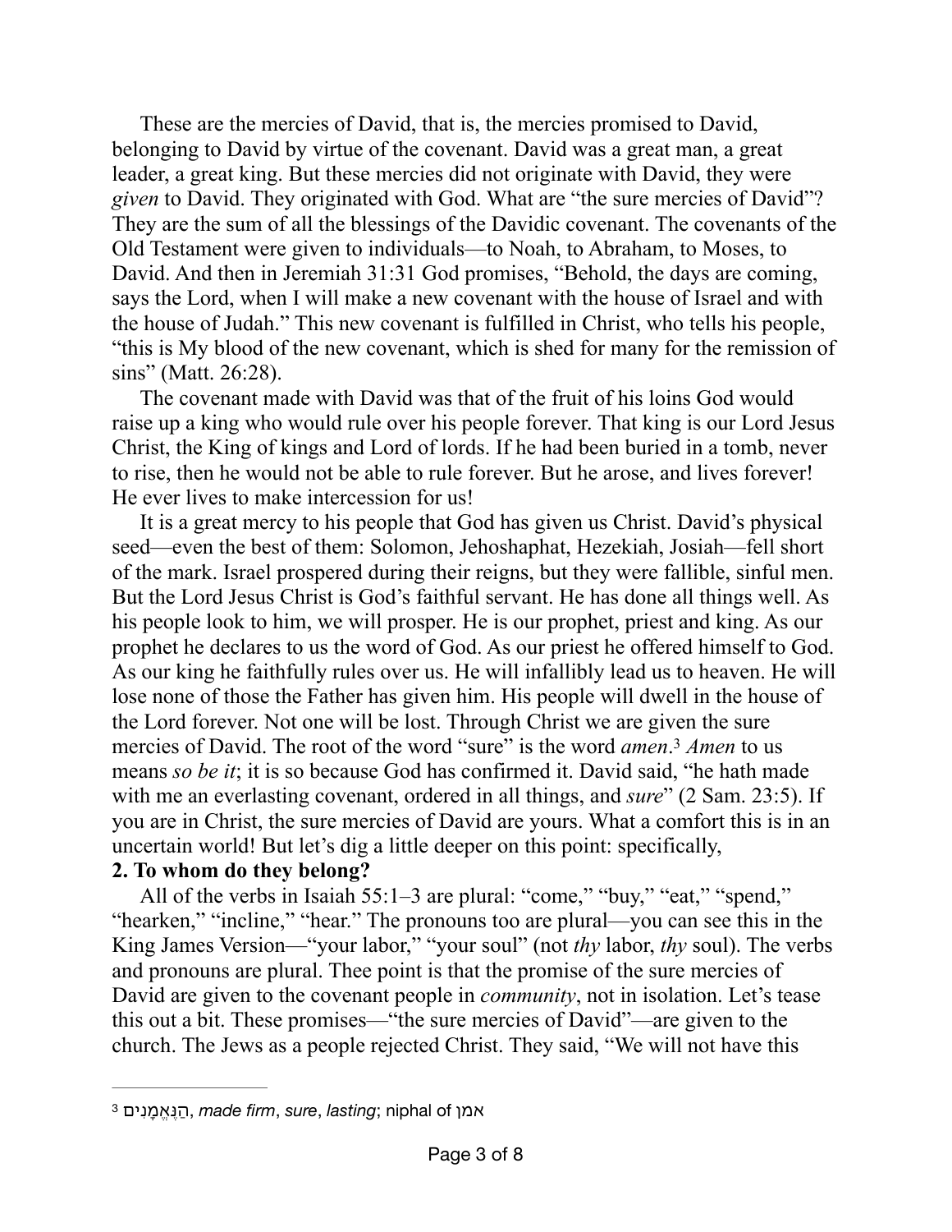These are the mercies of David, that is, the mercies promised to David, belonging to David by virtue of the covenant. David was a great man, a great leader, a great king. But these mercies did not originate with David, they were *given* to David. They originated with God. What are "the sure mercies of David"? They are the sum of all the blessings of the Davidic covenant. The covenants of the Old Testament were given to individuals—to Noah, to Abraham, to Moses, to David. And then in Jeremiah 31:31 God promises, "Behold, the days are coming, says the Lord, when I will make a new covenant with the house of Israel and with the house of Judah." This new covenant is fulfilled in Christ, who tells his people, "this is My blood of the new covenant, which is shed for many for the remission of sins" (Matt. 26:28).

The covenant made with David was that of the fruit of his loins God would raise up a king who would rule over his people forever. That king is our Lord Jesus Christ, the King of kings and Lord of lords. If he had been buried in a tomb, never to rise, then he would not be able to rule forever. But he arose, and lives forever! He ever lives to make intercession for us!

It is a great mercy to his people that God has given us Christ. David's physical seed—even the best of them: Solomon, Jehoshaphat, Hezekiah, Josiah—fell short of the mark. Israel prospered during their reigns, but they were fallible, sinful men. But the Lord Jesus Christ is God's faithful servant. He has done all things well. As his people look to him, we will prosper. He is our prophet, priest and king. As our prophet he declares to us the word of God. As our priest he offered himself to God. As our king he faithfully rules over us. He will infallibly lead us to heaven. He will lose none of those the Father has given him. His people will dwell in the house of the Lord forever. Not one will be lost. Through Christ we are given the sure mercies of David. The root of the word "sure" is the word *amen*.[3] *Amen* to us means *so be it*; it is so because God has confirmed it. David said, "he hath made with me an everlasting covenant, ordered in all things, and *sure*" (2 Sam. 23:5). If you are in Christ, the sure mercies of David are yours. What a comfort this is in an uncertain world! But let's dig a little deeper on this point: specifically,

**2. To whom do they belong?**

All of the verbs in Isaiah 55:1–3 are plural: "come," "buy," "eat," "spend," "hearken," "incline," "hear." The pronouns too are plural—you can see this in the King James Version—"your labor," "your soul" (not *thy* labor, *thy* soul). The verbs and pronouns are plural. Thee point is that the promise of the sure mercies of David are given to the covenant people in *community*, not in isolation. Let's tease this out a bit. These promises—"the sure mercies of David"—are given to the church. The Jews as a people rejected Christ. They said, "We will not have this

---

[3] הַנֶּאֱמָנִים, *made firm*, *sure*, *lasting*; niphal of אמן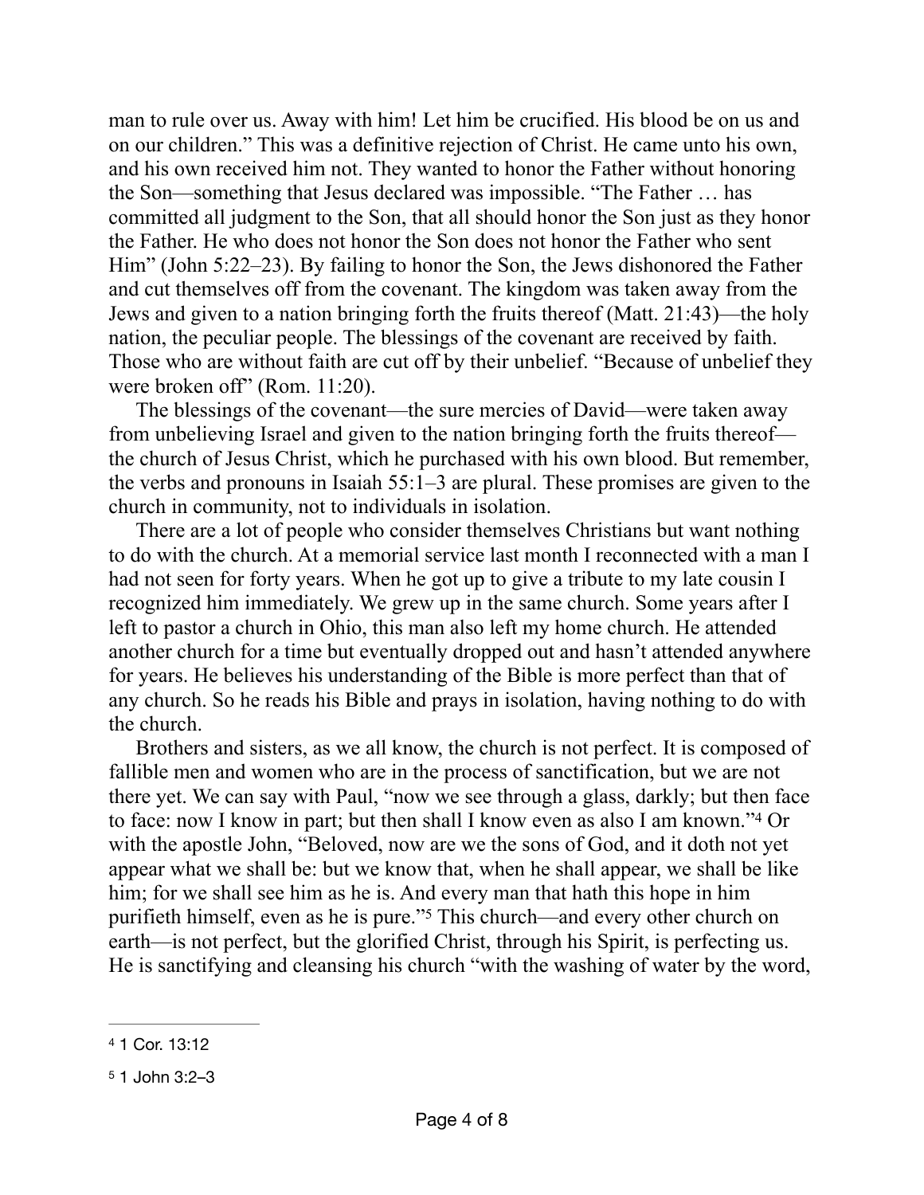man to rule over us. Away with him! Let him be crucified. His blood be on us and on our children." This was a definitive rejection of Christ. He came unto his own, and his own received him not. They wanted to honor the Father without honoring the Son—something that Jesus declared was impossible. "The Father … has committed all judgment to the Son, that all should honor the Son just as they honor the Father. He who does not honor the Son does not honor the Father who sent Him" (John 5:22–23). By failing to honor the Son, the Jews dishonored the Father and cut themselves off from the covenant. The kingdom was taken away from the Jews and given to a nation bringing forth the fruits thereof (Matt. 21:43)—the holy nation, the peculiar people. The blessings of the covenant are received by faith. Those who are without faith are cut off by their unbelief. "Because of unbelief they were broken off" (Rom. 11:20).

The blessings of the covenant—the sure mercies of David—were taken away from unbelieving Israel and given to the nation bringing forth the fruits thereof—the church of Jesus Christ, which he purchased with his own blood. But remember, the verbs and pronouns in Isaiah 55:1–3 are plural. These promises are given to the church in community, not to individuals in isolation.

There are a lot of people who consider themselves Christians but want nothing to do with the church. At a memorial service last month I reconnected with a man I had not seen for forty years. When he got up to give a tribute to my late cousin I recognized him immediately. We grew up in the same church. Some years after I left to pastor a church in Ohio, this man also left my home church. He attended another church for a time but eventually dropped out and hasn't attended anywhere for years. He believes his understanding of the Bible is more perfect than that of any church. So he reads his Bible and prays in isolation, having nothing to do with the church.

Brothers and sisters, as we all know, the church is not perfect. It is composed of fallible men and women who are in the process of sanctification, but we are not there yet. We can say with Paul, "now we see through a glass, darkly; but then face to face: now I know in part; but then shall I know even as also I am known."[4] Or with the apostle John, "Beloved, now are we the sons of God, and it doth not yet appear what we shall be: but we know that, when he shall appear, we shall be like him; for we shall see him as he is. And every man that hath this hope in him purifieth himself, even as he is pure."[5] This church—and every other church on earth—is not perfect, but the glorified Christ, through his Spirit, is perfecting us. He is sanctifying and cleansing his church "with the washing of water by the word,

---

[4] 1 Cor. 13:12

[5] 1 John 3:2–3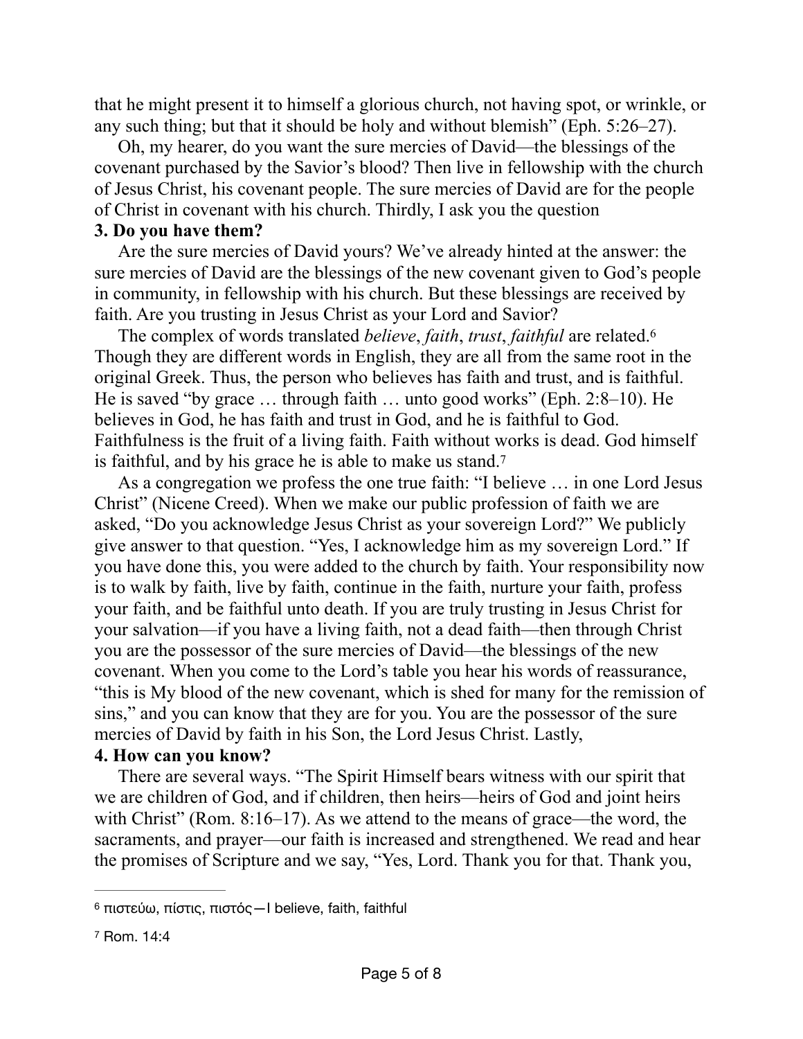that he might present it to himself a glorious church, not having spot, or wrinkle, or any such thing; but that it should be holy and without blemish" (Eph. 5:26–27).

Oh, my hearer, do you want the sure mercies of David—the blessings of the covenant purchased by the Savior's blood? Then live in fellowship with the church of Jesus Christ, his covenant people. The sure mercies of David are for the people of Christ in covenant with his church. Thirdly, I ask you the question

**3. Do you have them?**

Are the sure mercies of David yours? We've already hinted at the answer: the sure mercies of David are the blessings of the new covenant given to God's people in community, in fellowship with his church. But these blessings are received by faith. Are you trusting in Jesus Christ as your Lord and Savior?

The complex of words translated *believe*, *faith*, *trust*, *faithful* are related.[6] Though they are different words in English, they are all from the same root in the original Greek. Thus, the person who believes has faith and trust, and is faithful. He is saved "by grace … through faith … unto good works" (Eph. 2:8–10). He believes in God, he has faith and trust in God, and he is faithful to God. Faithfulness is the fruit of a living faith. Faith without works is dead. God himself is faithful, and by his grace he is able to make us stand.[7]

As a congregation we profess the one true faith: "I believe … in one Lord Jesus Christ" (Nicene Creed). When we make our public profession of faith we are asked, "Do you acknowledge Jesus Christ as your sovereign Lord?" We publicly give answer to that question. "Yes, I acknowledge him as my sovereign Lord." If you have done this, you were added to the church by faith. Your responsibility now is to walk by faith, live by faith, continue in the faith, nurture your faith, profess your faith, and be faithful unto death. If you are truly trusting in Jesus Christ for your salvation—if you have a living faith, not a dead faith—then through Christ you are the possessor of the sure mercies of David—the blessings of the new covenant. When you come to the Lord's table you hear his words of reassurance, "this is My blood of the new covenant, which is shed for many for the remission of sins," and you can know that they are for you. You are the possessor of the sure mercies of David by faith in his Son, the Lord Jesus Christ. Lastly,

**4. How can you know?**

There are several ways. "The Spirit Himself bears witness with our spirit that we are children of God, and if children, then heirs—heirs of God and joint heirs with Christ" (Rom. 8:16–17). As we attend to the means of grace—the word, the sacraments, and prayer—our faith is increased and strengthened. We read and hear the promises of Scripture and we say, "Yes, Lord. Thank you for that. Thank you,

---

[6] πιστεύω, πίστις, πιστός—I believe, faith, faithful

[7] Rom. 14:4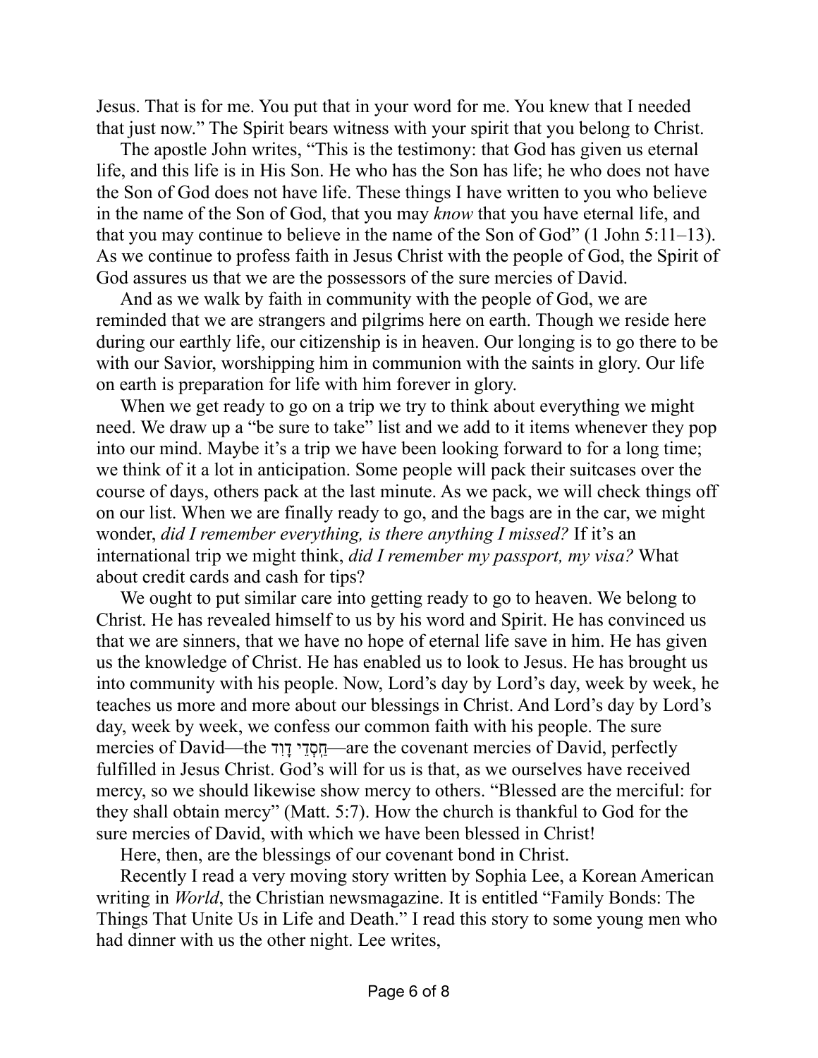Jesus. That is for me. You put that in your word for me. You knew that I needed that just now." The Spirit bears witness with your spirit that you belong to Christ.

The apostle John writes, "This is the testimony: that God has given us eternal life, and this life is in His Son. He who has the Son has life; he who does not have the Son of God does not have life. These things I have written to you who believe in the name of the Son of God, that you may *know* that you have eternal life, and that you may continue to believe in the name of the Son of God" (1 John 5:11–13). As we continue to profess faith in Jesus Christ with the people of God, the Spirit of God assures us that we are the possessors of the sure mercies of David.

And as we walk by faith in community with the people of God, we are reminded that we are strangers and pilgrims here on earth. Though we reside here during our earthly life, our citizenship is in heaven. Our longing is to go there to be with our Savior, worshipping him in communion with the saints in glory. Our life on earth is preparation for life with him forever in glory.

When we get ready to go on a trip we try to think about everything we might need. We draw up a "be sure to take" list and we add to it items whenever they pop into our mind. Maybe it's a trip we have been looking forward to for a long time; we think of it a lot in anticipation. Some people will pack their suitcases over the course of days, others pack at the last minute. As we pack, we will check things off on our list. When we are finally ready to go, and the bags are in the car, we might wonder, *did I remember everything, is there anything I missed?* If it's an international trip we might think, *did I remember my passport, my visa?* What about credit cards and cash for tips?

We ought to put similar care into getting ready to go to heaven. We belong to Christ. He has revealed himself to us by his word and Spirit. He has convinced us that we are sinners, that we have no hope of eternal life save in him. He has given us the knowledge of Christ. He has enabled us to look to Jesus. He has brought us into community with his people. Now, Lord's day by Lord's day, week by week, he teaches us more and more about our blessings in Christ. And Lord's day by Lord's day, week by week, we confess our common faith with his people. The sure mercies of David—the חַסְדֵי דָוִד—are the covenant mercies of David, perfectly fulfilled in Jesus Christ. God's will for us is that, as we ourselves have received mercy, so we should likewise show mercy to others. "Blessed are the merciful: for they shall obtain mercy" (Matt. 5:7). How the church is thankful to God for the sure mercies of David, with which we have been blessed in Christ!

Here, then, are the blessings of our covenant bond in Christ.

Recently I read a very moving story written by Sophia Lee, a Korean American writing in *World*, the Christian newsmagazine. It is entitled "Family Bonds: The Things That Unite Us in Life and Death." I read this story to some young men who had dinner with us the other night. Lee writes,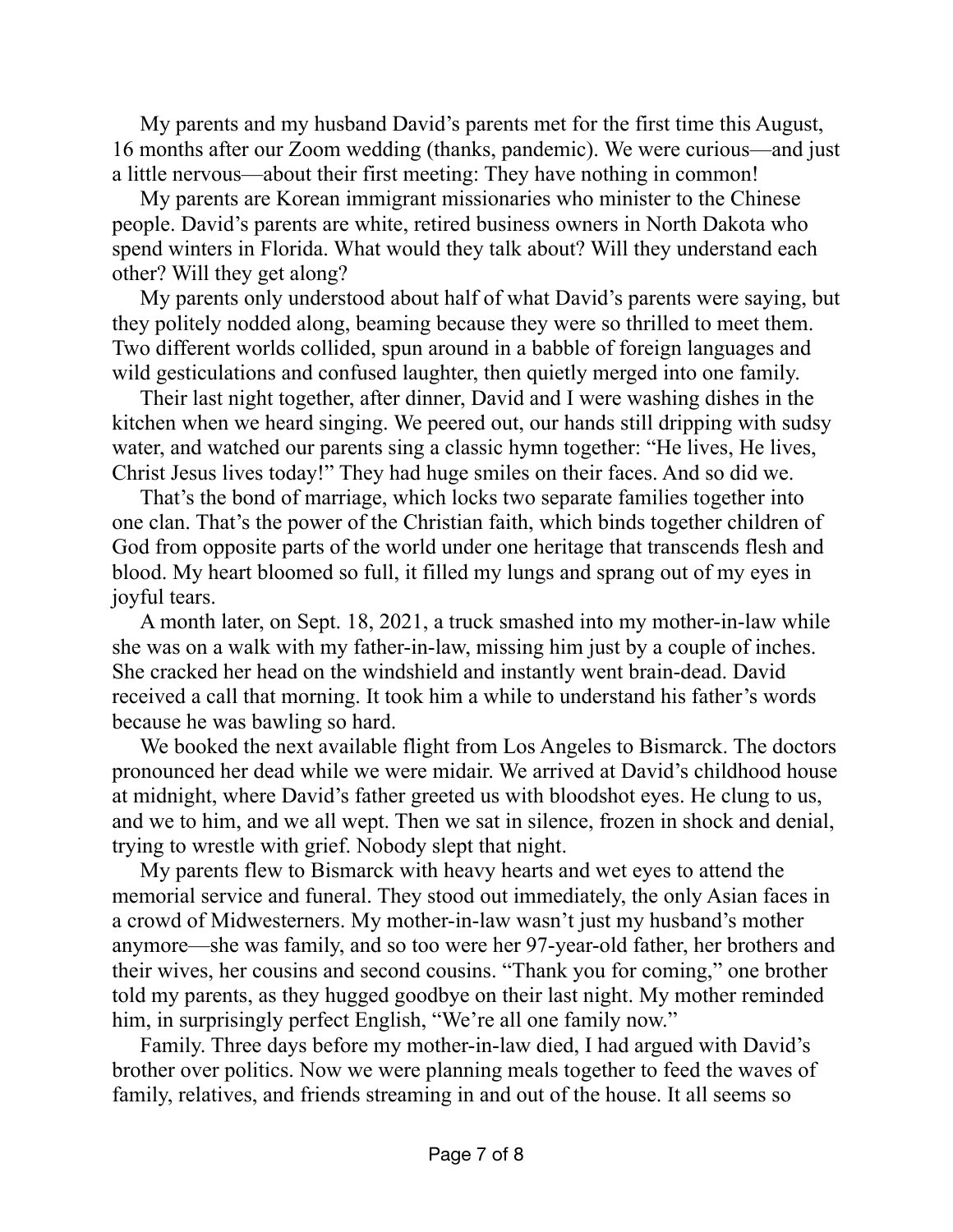My parents and my husband David's parents met for the first time this August, 16 months after our Zoom wedding (thanks, pandemic). We were curious—and just a little nervous—about their first meeting: They have nothing in common!

My parents are Korean immigrant missionaries who minister to the Chinese people. David's parents are white, retired business owners in North Dakota who spend winters in Florida. What would they talk about? Will they understand each other? Will they get along?

My parents only understood about half of what David's parents were saying, but they politely nodded along, beaming because they were so thrilled to meet them. Two different worlds collided, spun around in a babble of foreign languages and wild gesticulations and confused laughter, then quietly merged into one family.

Their last night together, after dinner, David and I were washing dishes in the kitchen when we heard singing. We peered out, our hands still dripping with sudsy water, and watched our parents sing a classic hymn together: "He lives, He lives, Christ Jesus lives today!" They had huge smiles on their faces. And so did we.

That's the bond of marriage, which locks two separate families together into one clan. That's the power of the Christian faith, which binds together children of God from opposite parts of the world under one heritage that transcends flesh and blood. My heart bloomed so full, it filled my lungs and sprang out of my eyes in joyful tears.

A month later, on Sept. 18, 2021, a truck smashed into my mother-in-law while she was on a walk with my father-in-law, missing him just by a couple of inches. She cracked her head on the windshield and instantly went brain-dead. David received a call that morning. It took him a while to understand his father's words because he was bawling so hard.

We booked the next available flight from Los Angeles to Bismarck. The doctors pronounced her dead while we were midair. We arrived at David's childhood house at midnight, where David's father greeted us with bloodshot eyes. He clung to us, and we to him, and we all wept. Then we sat in silence, frozen in shock and denial, trying to wrestle with grief. Nobody slept that night.

My parents flew to Bismarck with heavy hearts and wet eyes to attend the memorial service and funeral. They stood out immediately, the only Asian faces in a crowd of Midwesterners. My mother-in-law wasn't just my husband's mother anymore—she was family, and so too were her 97-year-old father, her brothers and their wives, her cousins and second cousins. "Thank you for coming," one brother told my parents, as they hugged goodbye on their last night. My mother reminded him, in surprisingly perfect English, "We're all one family now."

Family. Three days before my mother-in-law died, I had argued with David's brother over politics. Now we were planning meals together to feed the waves of family, relatives, and friends streaming in and out of the house. It all seems so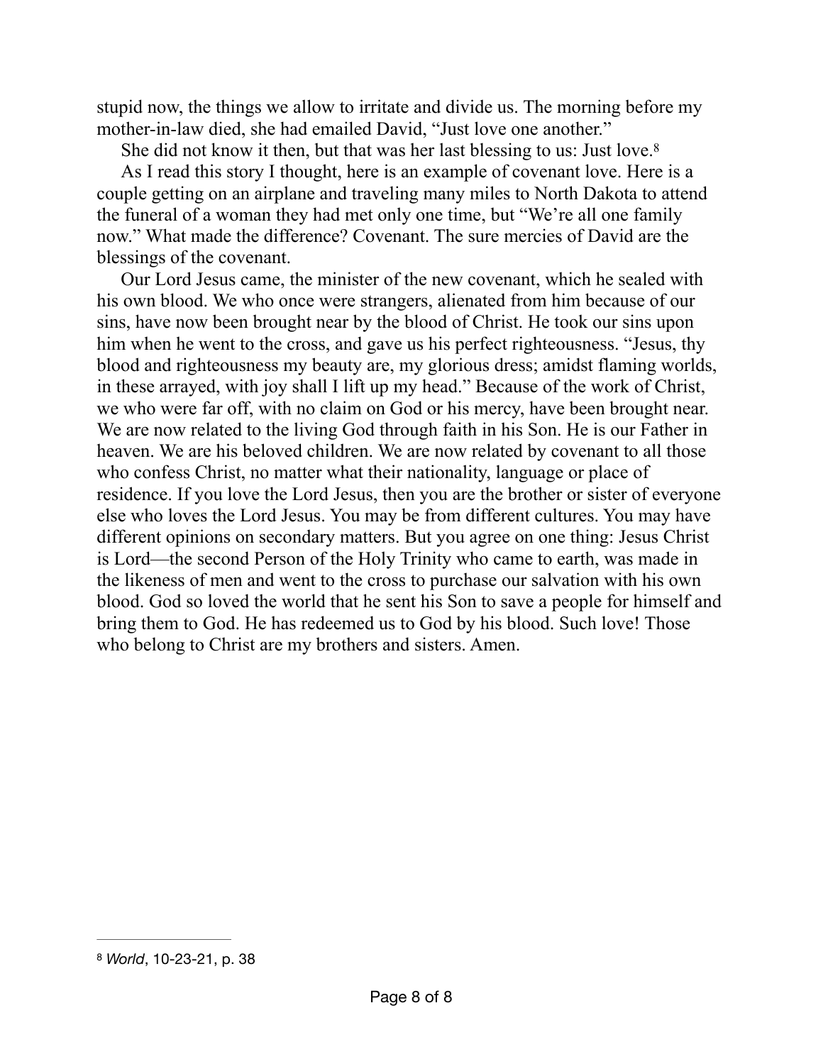stupid now, the things we allow to irritate and divide us. The morning before my mother-in-law died, she had emailed David, "Just love one another."

She did not know it then, but that was her last blessing to us: Just love.[8]

As I read this story I thought, here is an example of covenant love. Here is a couple getting on an airplane and traveling many miles to North Dakota to attend the funeral of a woman they had met only one time, but "We're all one family now." What made the difference? Covenant. The sure mercies of David are the blessings of the covenant.

Our Lord Jesus came, the minister of the new covenant, which he sealed with his own blood. We who once were strangers, alienated from him because of our sins, have now been brought near by the blood of Christ. He took our sins upon him when he went to the cross, and gave us his perfect righteousness. "Jesus, thy blood and righteousness my beauty are, my glorious dress; amidst flaming worlds, in these arrayed, with joy shall I lift up my head." Because of the work of Christ, we who were far off, with no claim on God or his mercy, have been brought near. We are now related to the living God through faith in his Son. He is our Father in heaven. We are his beloved children. We are now related by covenant to all those who confess Christ, no matter what their nationality, language or place of residence. If you love the Lord Jesus, then you are the brother or sister of everyone else who loves the Lord Jesus. You may be from different cultures. You may have different opinions on secondary matters. But you agree on one thing: Jesus Christ is Lord—the second Person of the Holy Trinity who came to earth, was made in the likeness of men and went to the cross to purchase our salvation with his own blood. God so loved the world that he sent his Son to save a people for himself and bring them to God. He has redeemed us to God by his blood. Such love! Those who belong to Christ are my brothers and sisters. Amen.

---

[8] *World*, 10-23-21, p. 38